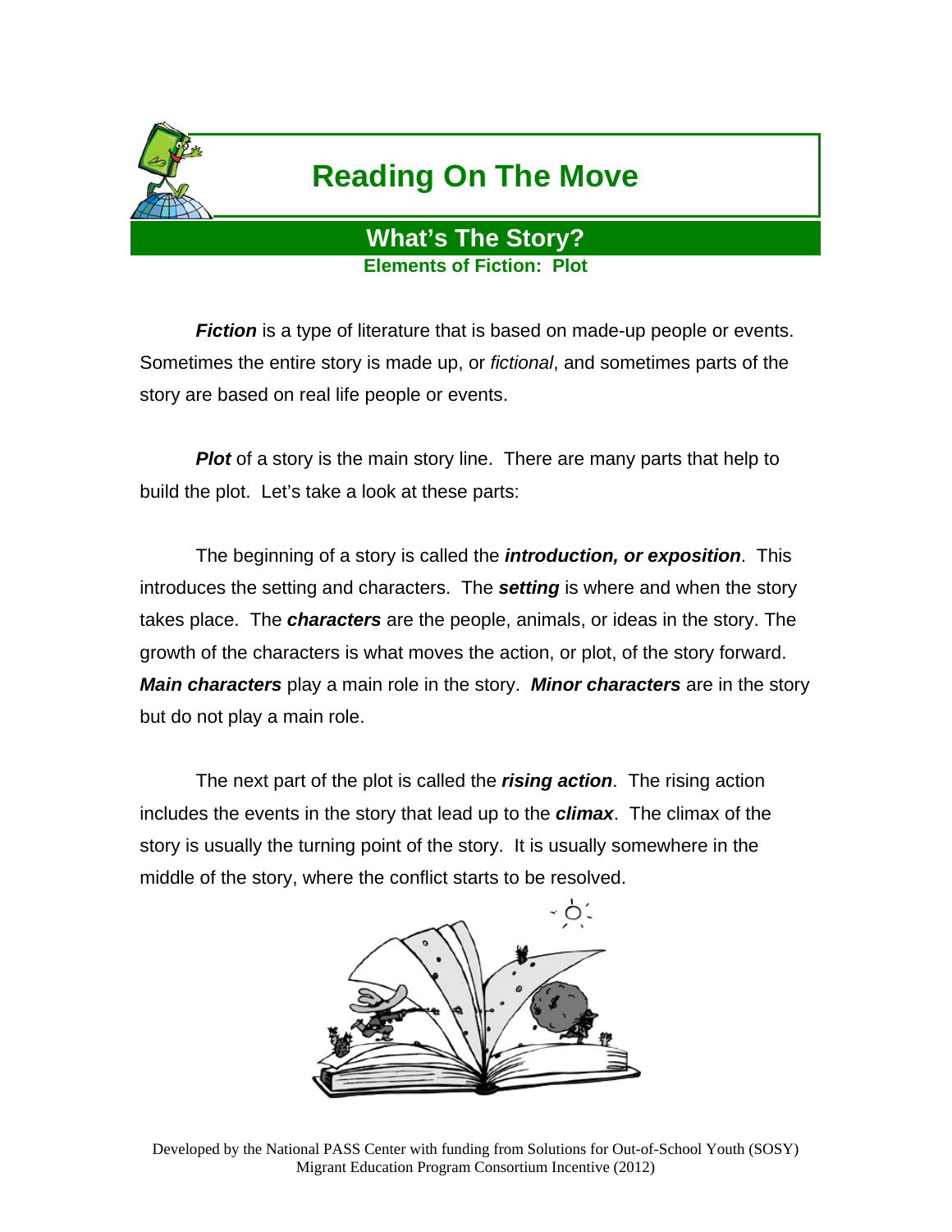# Reading On The Move

## What's The Story?

### Elements of Fiction: Plot

***Fiction*** is a type of literature that is based on made-up people or events. Sometimes the entire story is made up, or *fictional*, and sometimes parts of the story are based on real life people or events.

***Plot*** of a story is the main story line. There are many parts that help to build the plot. Let's take a look at these parts:

The beginning of a story is called the ***introduction, or exposition***. This introduces the setting and characters. The ***setting*** is where and when the story takes place. The ***characters*** are the people, animals, or ideas in the story. The growth of the characters is what moves the action, or plot, of the story forward. ***Main characters*** play a main role in the story. ***Minor characters*** are in the story but do not play a main role.

The next part of the plot is called the ***rising action***. The rising action includes the events in the story that lead up to the ***climax***. The climax of the story is usually the turning point of the story. It is usually somewhere in the middle of the story, where the conflict starts to be resolved.

Developed by the National PASS Center with funding from Solutions for Out-of-School Youth (SOSY) Migrant Education Program Consortium Incentive (2012)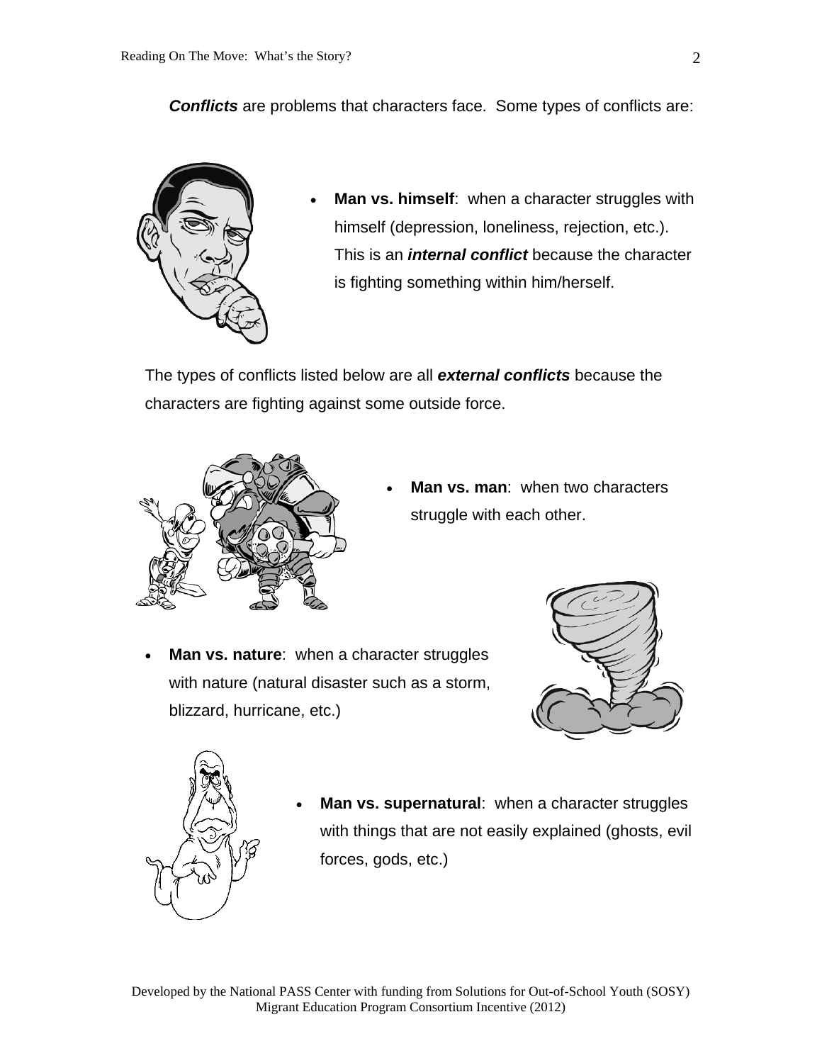***Conflicts*** are problems that characters face. Some types of conflicts are:

- **Man vs. himself**: when a character struggles with himself (depression, loneliness, rejection, etc.). This is an ***internal conflict*** because the character is fighting something within him/herself.

The types of conflicts listed below are all ***external conflicts*** because the characters are fighting against some outside force.

- **Man vs. man**: when two characters struggle with each other.

- **Man vs. nature**: when a character struggles with nature (natural disaster such as a storm, blizzard, hurricane, etc.)

- **Man vs. supernatural**: when a character struggles with things that are not easily explained (ghosts, evil forces, gods, etc.)

Developed by the National PASS Center with funding from Solutions for Out-of-School Youth (SOSY) Migrant Education Program Consortium Incentive (2012)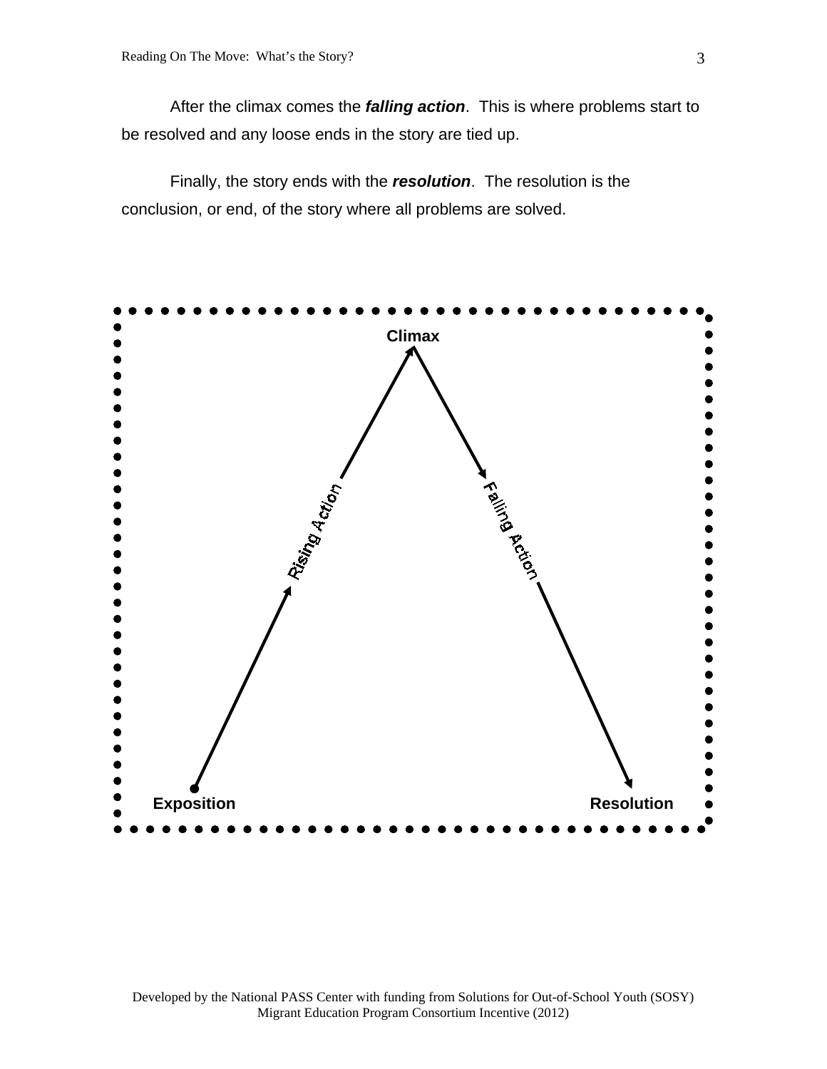After the climax comes the ***falling action***. This is where problems start to be resolved and any loose ends in the story are tied up.

Finally, the story ends with the ***resolution***. The resolution is the conclusion, or end, of the story where all problems are solved.

**Climax**

Rising Action

Falling Action

**Exposition**

**Resolution**

Developed by the National PASS Center with funding from Solutions for Out-of-School Youth (SOSY) Migrant Education Program Consortium Incentive (2012)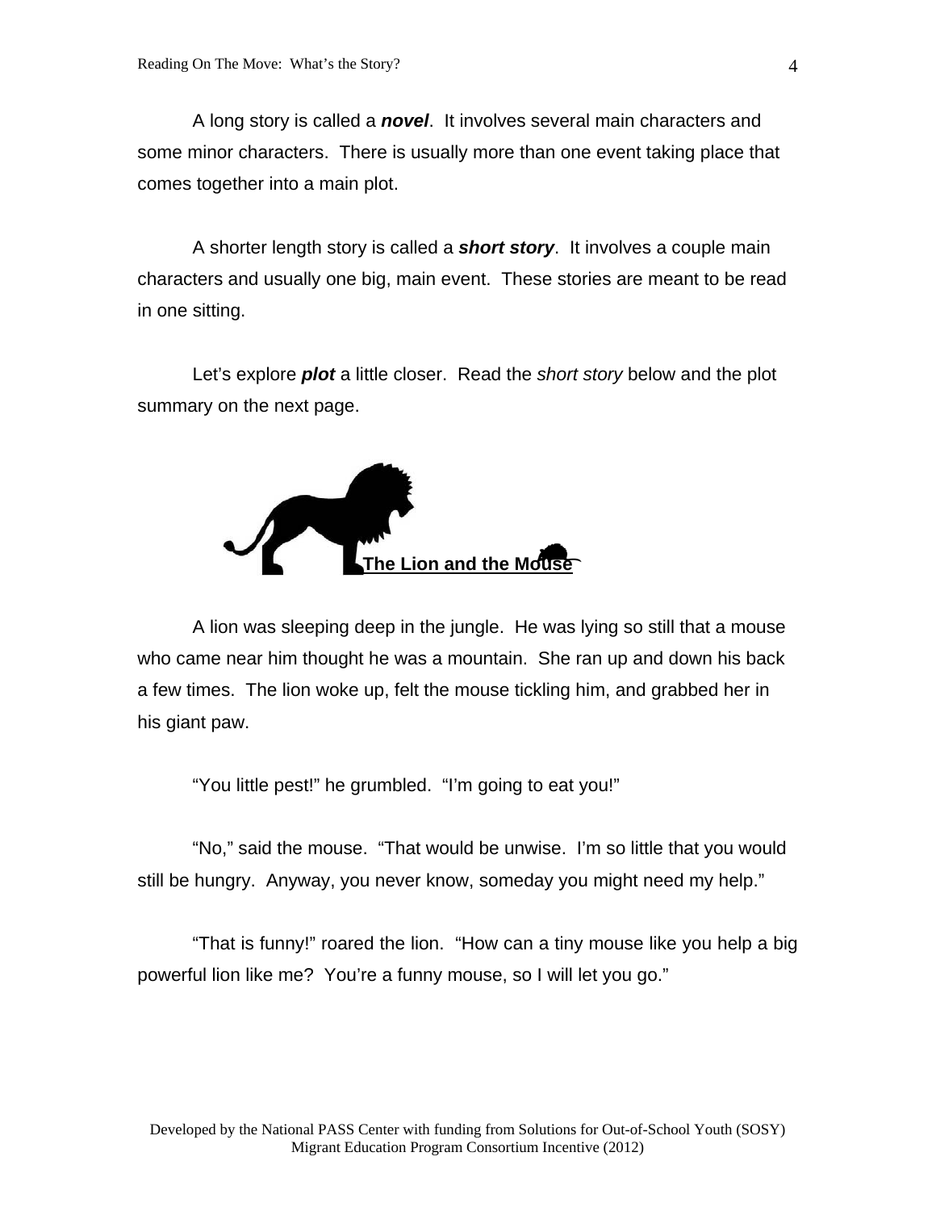A long story is called a ***novel***. It involves several main characters and some minor characters. There is usually more than one event taking place that comes together into a main plot.

A shorter length story is called a ***short story***. It involves a couple main characters and usually one big, main event. These stories are meant to be read in one sitting.

Let's explore ***plot*** a little closer. Read the *short story* below and the plot summary on the next page.

## The Lion and the Mouse

A lion was sleeping deep in the jungle. He was lying so still that a mouse who came near him thought he was a mountain. She ran up and down his back a few times. The lion woke up, felt the mouse tickling him, and grabbed her in his giant paw.

"You little pest!" he grumbled. "I'm going to eat you!"

"No," said the mouse. "That would be unwise. I'm so little that you would still be hungry. Anyway, you never know, someday you might need my help."

"That is funny!" roared the lion. "How can a tiny mouse like you help a big powerful lion like me? You're a funny mouse, so I will let you go."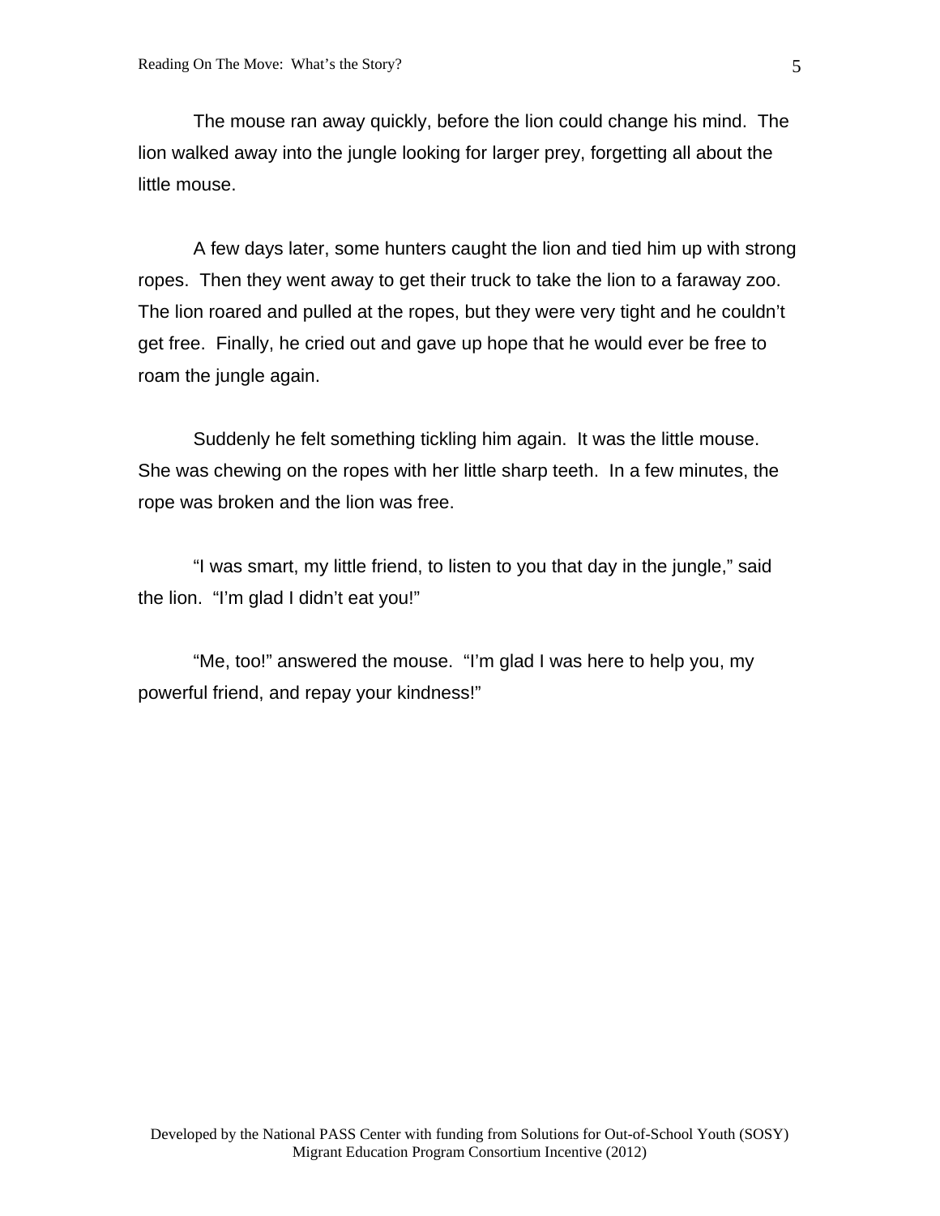The mouse ran away quickly, before the lion could change his mind. The lion walked away into the jungle looking for larger prey, forgetting all about the little mouse.

A few days later, some hunters caught the lion and tied him up with strong ropes. Then they went away to get their truck to take the lion to a faraway zoo. The lion roared and pulled at the ropes, but they were very tight and he couldn't get free. Finally, he cried out and gave up hope that he would ever be free to roam the jungle again.

Suddenly he felt something tickling him again. It was the little mouse. She was chewing on the ropes with her little sharp teeth. In a few minutes, the rope was broken and the lion was free.

"I was smart, my little friend, to listen to you that day in the jungle," said the lion. "I'm glad I didn't eat you!"

"Me, too!" answered the mouse. "I'm glad I was here to help you, my powerful friend, and repay your kindness!"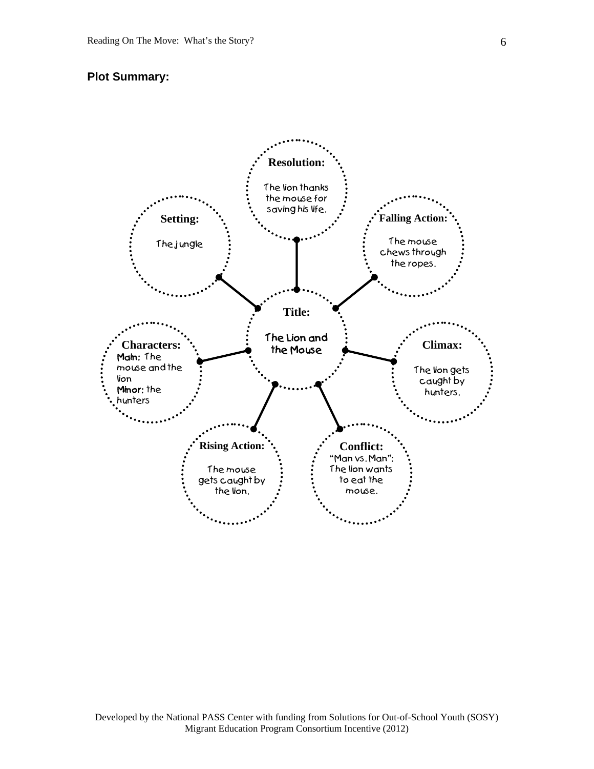**Plot Summary:**

**Title:** The Lion and the Mouse

**Setting:** The jungle

**Characters:**
Main: The mouse and the lion
Minor: the hunters

**Conflict:** "Man vs. Man": The lion wants to eat the mouse.

**Rising Action:** The mouse gets caught by the lion.

**Climax:** The lion gets caught by hunters.

**Falling Action:** The mouse chews through the ropes.

**Resolution:** The lion thanks the mouse for saving his life.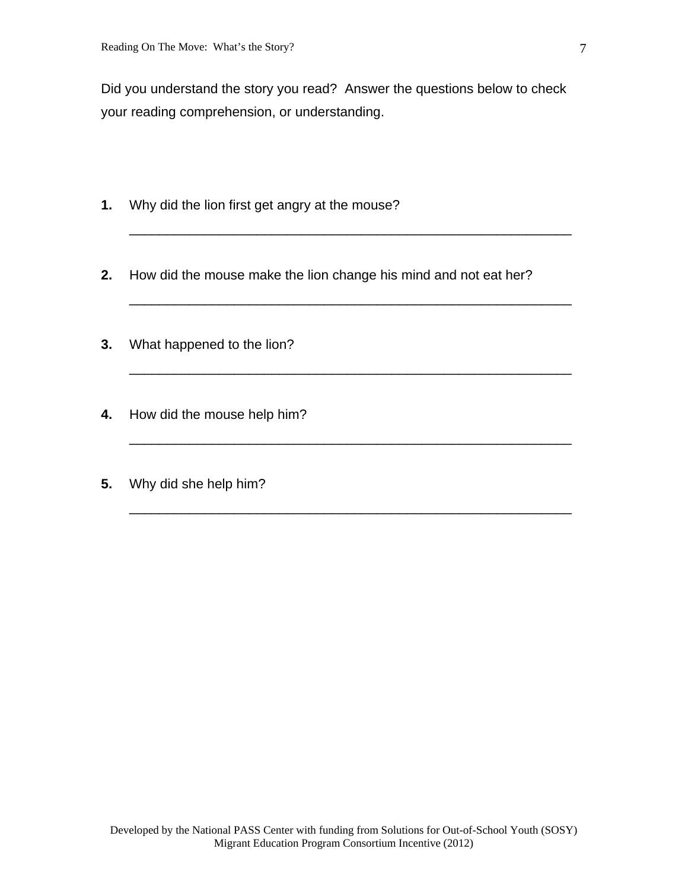Did you understand the story you read? Answer the questions below to check your reading comprehension, or understanding.

**1.** Why did the lion first get angry at the mouse?

____________________________________________________________

**2.** How did the mouse make the lion change his mind and not eat her?

____________________________________________________________

**3.** What happened to the lion?

____________________________________________________________

**4.** How did the mouse help him?

____________________________________________________________

**5.** Why did she help him?

____________________________________________________________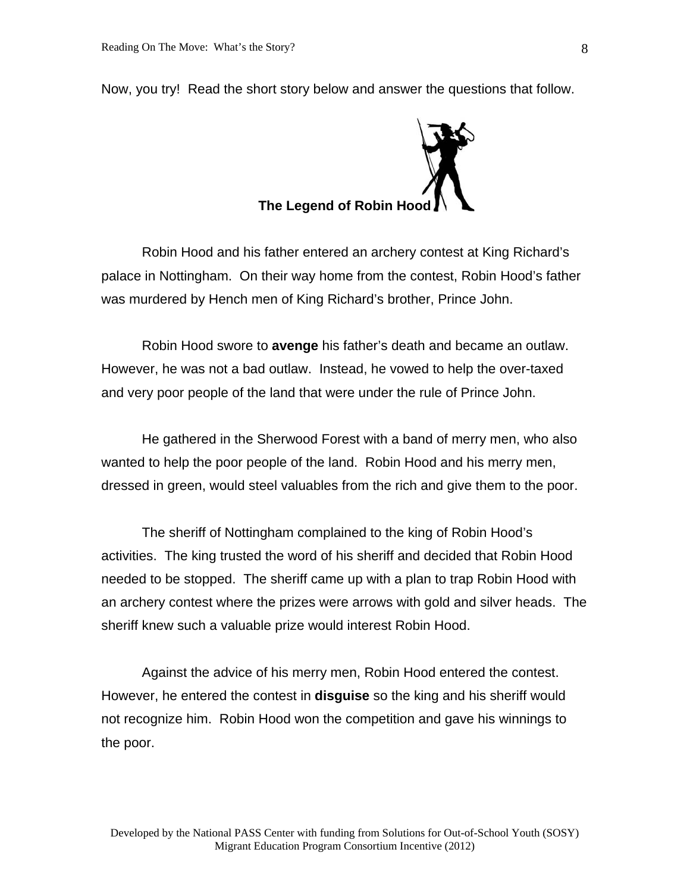Now, you try! Read the short story below and answer the questions that follow.

**The Legend of Robin Hood**

Robin Hood and his father entered an archery contest at King Richard's palace in Nottingham. On their way home from the contest, Robin Hood's father was murdered by Hench men of King Richard's brother, Prince John.

Robin Hood swore to **avenge** his father's death and became an outlaw. However, he was not a bad outlaw. Instead, he vowed to help the over-taxed and very poor people of the land that were under the rule of Prince John.

He gathered in the Sherwood Forest with a band of merry men, who also wanted to help the poor people of the land. Robin Hood and his merry men, dressed in green, would steel valuables from the rich and give them to the poor.

The sheriff of Nottingham complained to the king of Robin Hood's activities. The king trusted the word of his sheriff and decided that Robin Hood needed to be stopped. The sheriff came up with a plan to trap Robin Hood with an archery contest where the prizes were arrows with gold and silver heads. The sheriff knew such a valuable prize would interest Robin Hood.

Against the advice of his merry men, Robin Hood entered the contest. However, he entered the contest in **disguise** so the king and his sheriff would not recognize him. Robin Hood won the competition and gave his winnings to the poor.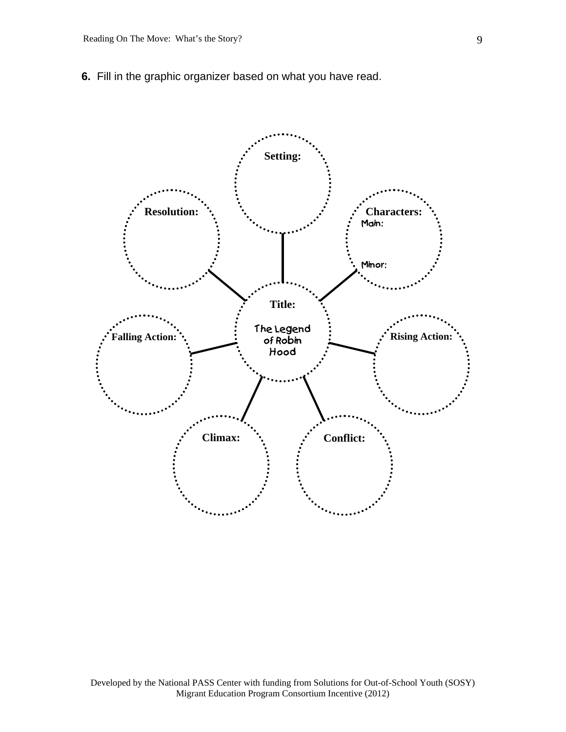**6.** Fill in the graphic organizer based on what you have read.

**Title:** The Legend of Robin Hood

**Setting:**

**Characters:**
Main:

Minor:

**Rising Action:**

**Conflict:**

**Climax:**

**Falling Action:**

**Resolution:**

Developed by the National PASS Center with funding from Solutions for Out-of-School Youth (SOSY) Migrant Education Program Consortium Incentive (2012)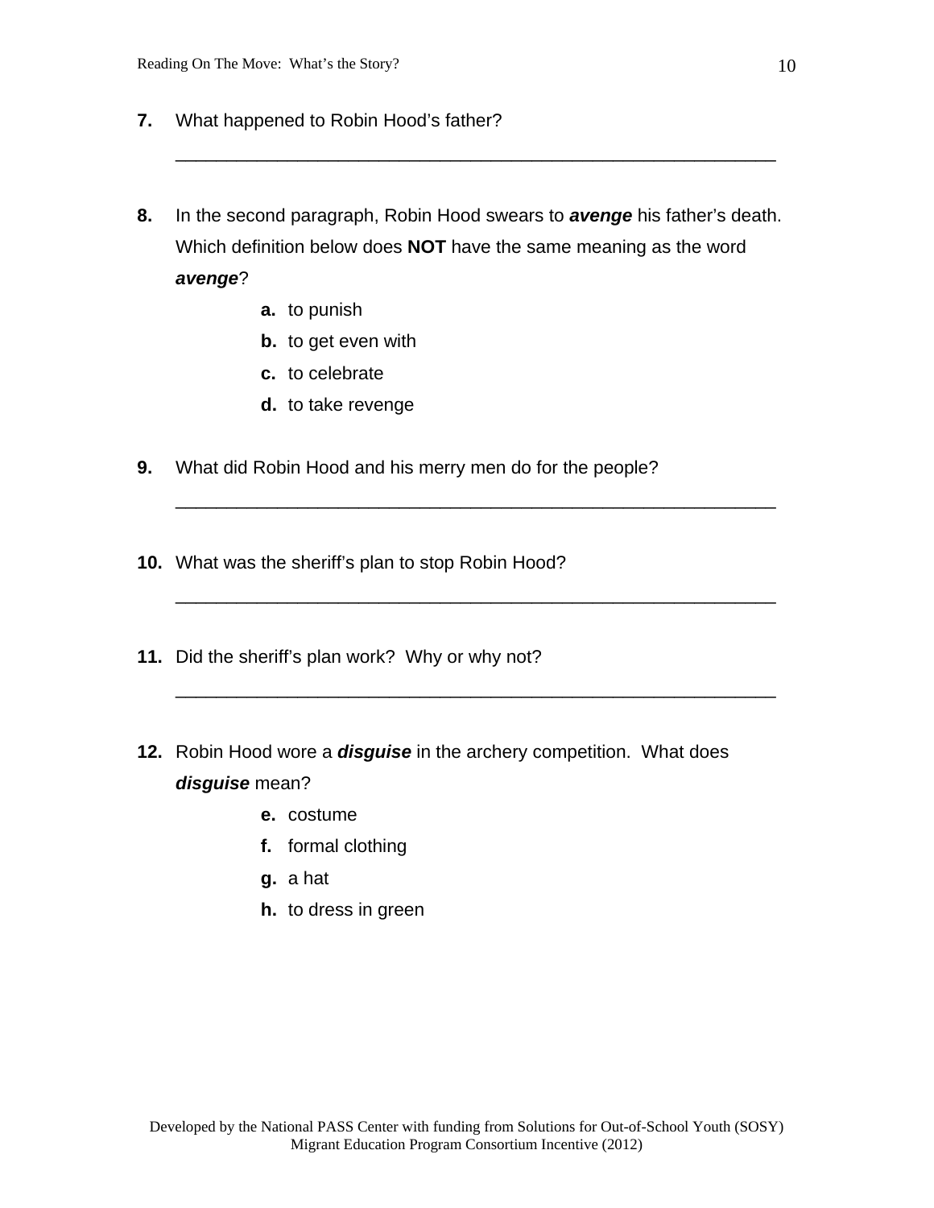**7.** What happened to Robin Hood's father?

_____________________________________________________________

**8.** In the second paragraph, Robin Hood swears to ***avenge*** his father's death. Which definition below does **NOT** have the same meaning as the word ***avenge***?

- **a.** to punish
- **b.** to get even with
- **c.** to celebrate
- **d.** to take revenge

**9.** What did Robin Hood and his merry men do for the people?

_____________________________________________________________

**10.** What was the sheriff's plan to stop Robin Hood?

_____________________________________________________________

**11.** Did the sheriff's plan work? Why or why not?

_____________________________________________________________

**12.** Robin Hood wore a ***disguise*** in the archery competition. What does ***disguise*** mean?

- **e.** costume
- **f.** formal clothing
- **g.** a hat
- **h.** to dress in green

Developed by the National PASS Center with funding from Solutions for Out-of-School Youth (SOSY) Migrant Education Program Consortium Incentive (2012)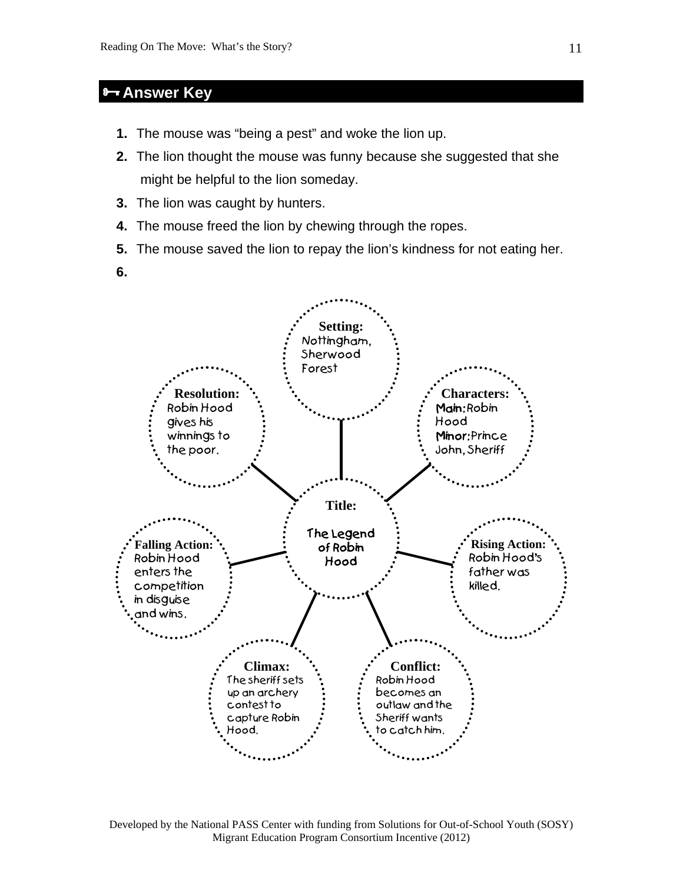## 🗝 Answer Key

1. The mouse was "being a pest" and woke the lion up.
2. The lion thought the mouse was funny because she suggested that she might be helpful to the lion someday.
3. The lion was caught by hunters.
4. The mouse freed the lion by chewing through the ropes.
5. The mouse saved the lion to repay the lion's kindness for not eating her.
6.

**Title:** The Legend of Robin Hood

**Setting:** Nottingham, Sherwood Forest

**Characters:** Main: Robin Hood; Minor: Prince John, Sheriff

**Rising Action:** Robin Hood's father was killed.

**Conflict:** Robin Hood becomes an outlaw and the Sheriff wants to catch him.

**Climax:** The sheriff sets up an archery contest to capture Robin Hood.

**Falling Action:** Robin Hood enters the competition in disguise and wins.

**Resolution:** Robin Hood gives his winnings to the poor.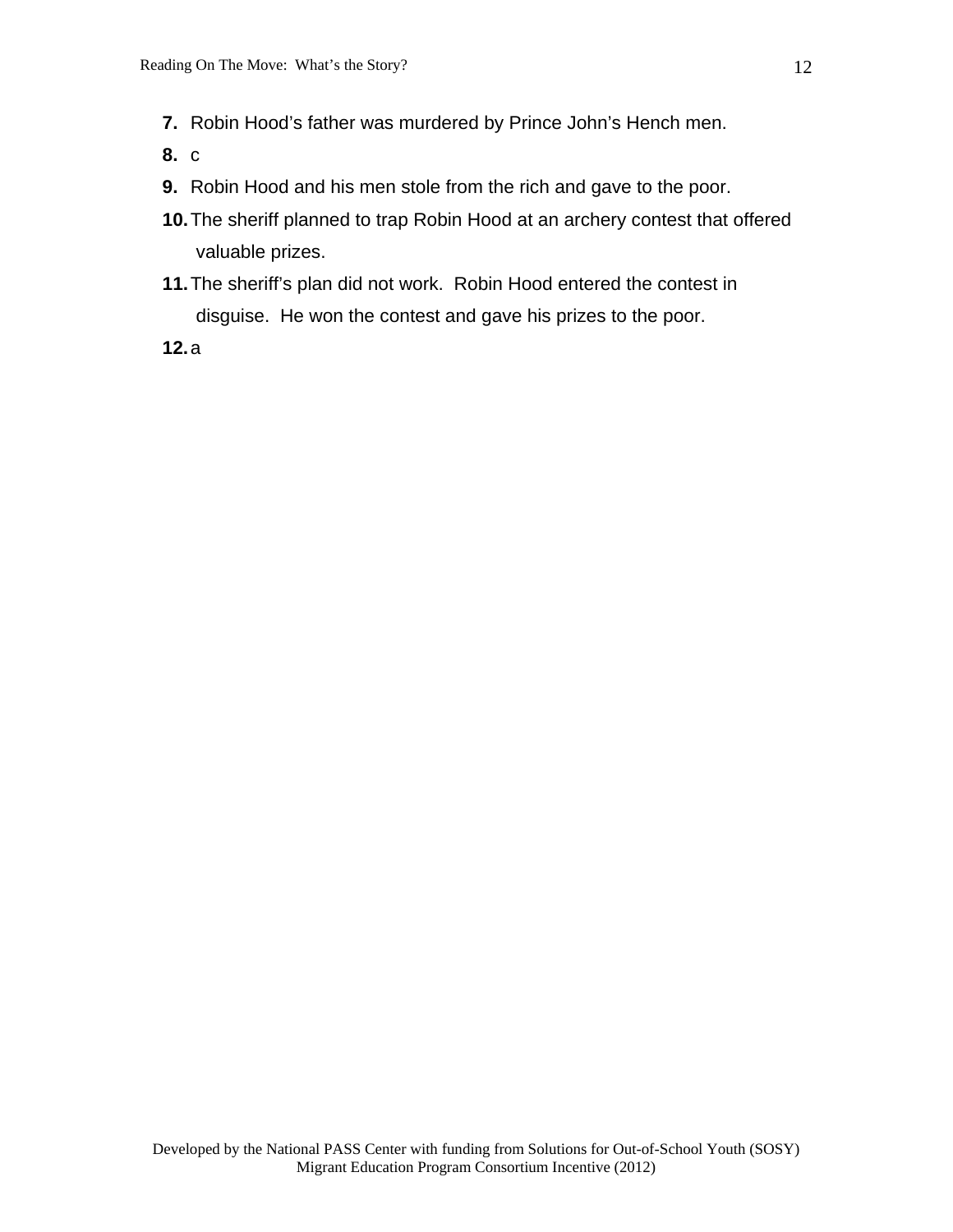7. Robin Hood's father was murdered by Prince John's Hench men.
8. c
9. Robin Hood and his men stole from the rich and gave to the poor.
10. The sheriff planned to trap Robin Hood at an archery contest that offered valuable prizes.
11. The sheriff's plan did not work. Robin Hood entered the contest in disguise. He won the contest and gave his prizes to the poor.
12. a

Developed by the National PASS Center with funding from Solutions for Out-of-School Youth (SOSY) Migrant Education Program Consortium Incentive (2012)